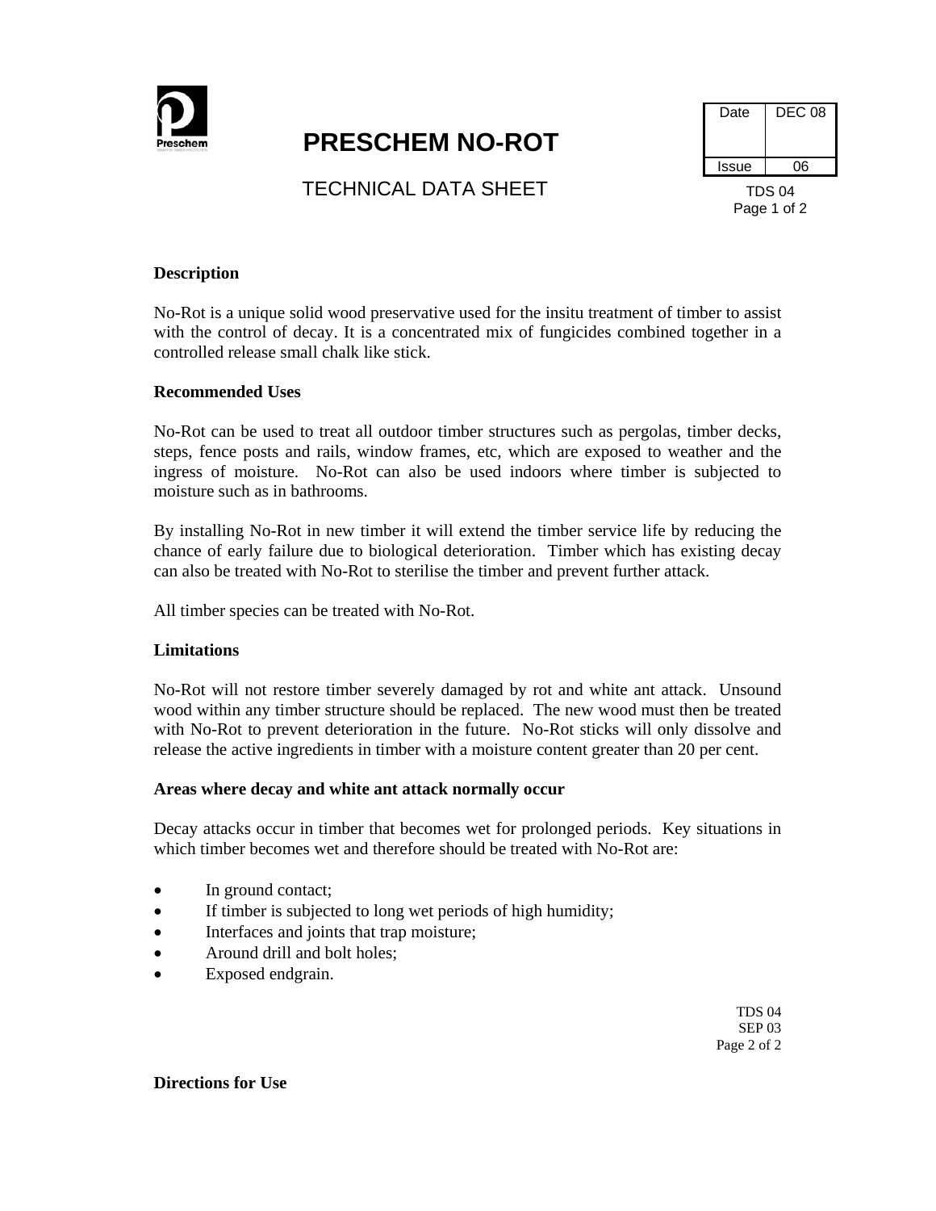# PRESCHEM NO-ROT

TECHNICAL DATA SHEET

| Date | DEC 08 |
| --- | --- |
| Issue | 06 |

TDS 04

## Description

No-Rot is a unique solid wood preservative used for the insitu treatment of timber to assist with the control of decay. It is a concentrated mix of fungicides combined together in a controlled release small chalk like stick.

## Recommended Uses

No-Rot can be used to treat all outdoor timber structures such as pergolas, timber decks, steps, fence posts and rails, window frames, etc, which are exposed to weather and the ingress of moisture. No-Rot can also be used indoors where timber is subjected to moisture such as in bathrooms.

By installing No-Rot in new timber it will extend the timber service life by reducing the chance of early failure due to biological deterioration. Timber which has existing decay can also be treated with No-Rot to sterilise the timber and prevent further attack.

All timber species can be treated with No-Rot.

## Limitations

No-Rot will not restore timber severely damaged by rot and white ant attack. Unsound wood within any timber structure should be replaced. The new wood must then be treated with No-Rot to prevent deterioration in the future. No-Rot sticks will only dissolve and release the active ingredients in timber with a moisture content greater than 20 per cent.

## Areas where decay and white ant attack normally occur

Decay attacks occur in timber that becomes wet for prolonged periods. Key situations in which timber becomes wet and therefore should be treated with No-Rot are:

- In ground contact;
- If timber is subjected to long wet periods of high humidity;
- Interfaces and joints that trap moisture;
- Around drill and bolt holes;
- Exposed endgrain.

TDS 04
SEP 03

## Directions for Use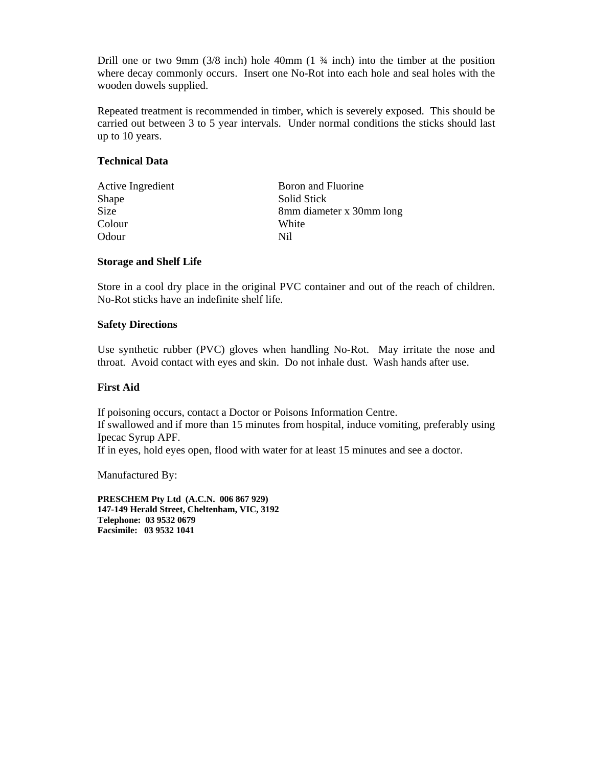Drill one or two 9mm (3/8 inch) hole 40mm (1 ¾ inch) into the timber at the position where decay commonly occurs. Insert one No-Rot into each hole and seal holes with the wooden dowels supplied.

Repeated treatment is recommended in timber, which is severely exposed. This should be carried out between 3 to 5 year intervals. Under normal conditions the sticks should last up to 10 years.

**Technical Data**

| | |
|---|---|
| Active Ingredient | Boron and Fluorine |
| Shape | Solid Stick |
| Size | 8mm diameter x 30mm long |
| Colour | White |
| Odour | Nil |

**Storage and Shelf Life**

Store in a cool dry place in the original PVC container and out of the reach of children. No-Rot sticks have an indefinite shelf life.

**Safety Directions**

Use synthetic rubber (PVC) gloves when handling No-Rot. May irritate the nose and throat. Avoid contact with eyes and skin. Do not inhale dust. Wash hands after use.

**First Aid**

If poisoning occurs, contact a Doctor or Poisons Information Centre.
If swallowed and if more than 15 minutes from hospital, induce vomiting, preferably using Ipecac Syrup APF.
If in eyes, hold eyes open, flood with water for at least 15 minutes and see a doctor.

Manufactured By:

**PRESCHEM Pty Ltd (A.C.N. 006 867 929)**
**147-149 Herald Street, Cheltenham, VIC, 3192**
**Telephone: 03 9532 0679**
**Facsimile: 03 9532 1041**